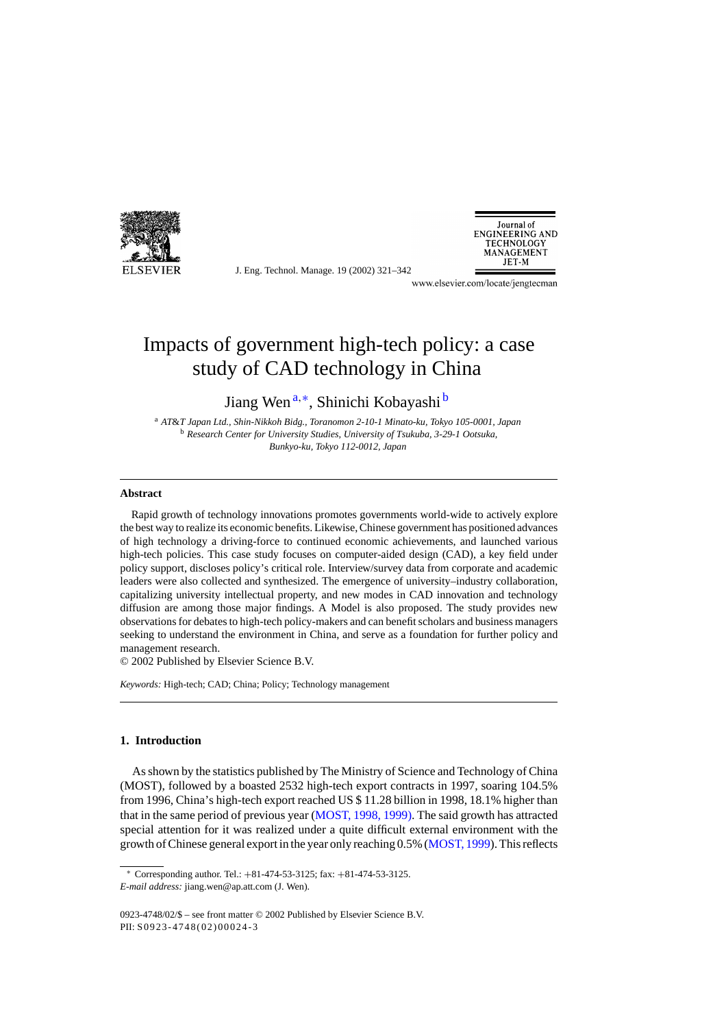# Impacts of government high-tech policy: a case study of CAD technology in China

Jiang Wen [a,*], Shinichi Kobayashi [b]

[a] *AT&T Japan Ltd., Shin-Nikkoh Bldg., Toranomon 2-10-1 Minato-ku, Tokyo 105-0001, Japan*
[b] *Research Center for University Studies, University of Tsukuba, 3-29-1 Ootsuka, Bunkyo-ku, Tokyo 112-0012, Japan*

## Abstract

Rapid growth of technology innovations promotes governments world-wide to actively explore the best way to realize its economic benefits. Likewise, Chinese government has positioned advances of high technology a driving-force to continued economic achievements, and launched various high-tech policies. This case study focuses on computer-aided design (CAD), a key field under policy support, discloses policy's critical role. Interview/survey data from corporate and academic leaders were also collected and synthesized. The emergence of university–industry collaboration, capitalizing university intellectual property, and new modes in CAD innovation and technology diffusion are among those major findings. A Model is also proposed. The study provides new observations for debates to high-tech policy-makers and can benefit scholars and business managers seeking to understand the environment in China, and serve as a foundation for further policy and management research.

© 2002 Published by Elsevier Science B.V.

*Keywords:* High-tech; CAD; China; Policy; Technology management

## 1. Introduction

As shown by the statistics published by The Ministry of Science and Technology of China (MOST), followed by a boasted 2532 high-tech export contracts in 1997, soaring 104.5% from 1996, China's high-tech export reached US $ 11.28 billion in 1998, 18.1% higher than that in the same period of previous year (MOST, 1998, 1999). The said growth has attracted special attention for it was realized under a quite difficult external environment with the growth of Chinese general export in the year only reaching 0.5% (MOST, 1999). This reflects

---

* Corresponding author. Tel.: +81-474-53-3125; fax: +81-474-53-3125.
*E-mail address:* jiang.wen@ap.att.com (J. Wen).

0923-4748/02/$ – see front matter © 2002 Published by Elsevier Science B.V.
PII: S0923-4748(02)00024-3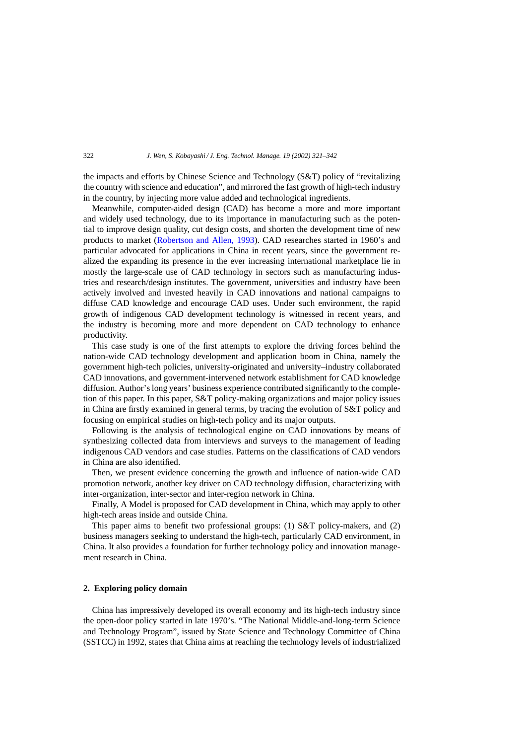the impacts and efforts by Chinese Science and Technology (S&T) policy of "revitalizing the country with science and education", and mirrored the fast growth of high-tech industry in the country, by injecting more value added and technological ingredients.

Meanwhile, computer-aided design (CAD) has become a more and more important and widely used technology, due to its importance in manufacturing such as the potential to improve design quality, cut design costs, and shorten the development time of new products to market (Robertson and Allen, 1993). CAD researches started in 1960's and particular advocated for applications in China in recent years, since the government realized the expanding its presence in the ever increasing international marketplace lie in mostly the large-scale use of CAD technology in sectors such as manufacturing industries and research/design institutes. The government, universities and industry have been actively involved and invested heavily in CAD innovations and national campaigns to diffuse CAD knowledge and encourage CAD uses. Under such environment, the rapid growth of indigenous CAD development technology is witnessed in recent years, and the industry is becoming more and more dependent on CAD technology to enhance productivity.

This case study is one of the first attempts to explore the driving forces behind the nation-wide CAD technology development and application boom in China, namely the government high-tech policies, university-originated and university–industry collaborated CAD innovations, and government-intervened network establishment for CAD knowledge diffusion. Author's long years' business experience contributed significantly to the completion of this paper. In this paper, S&T policy-making organizations and major policy issues in China are firstly examined in general terms, by tracing the evolution of S&T policy and focusing on empirical studies on high-tech policy and its major outputs.

Following is the analysis of technological engine on CAD innovations by means of synthesizing collected data from interviews and surveys to the management of leading indigenous CAD vendors and case studies. Patterns on the classifications of CAD vendors in China are also identified.

Then, we present evidence concerning the growth and influence of nation-wide CAD promotion network, another key driver on CAD technology diffusion, characterizing with inter-organization, inter-sector and inter-region network in China.

Finally, A Model is proposed for CAD development in China, which may apply to other high-tech areas inside and outside China.

This paper aims to benefit two professional groups: (1) S&T policy-makers, and (2) business managers seeking to understand the high-tech, particularly CAD environment, in China. It also provides a foundation for further technology policy and innovation management research in China.

## 2. Exploring policy domain

China has impressively developed its overall economy and its high-tech industry since the open-door policy started in late 1970's. "The National Middle-and-long-term Science and Technology Program", issued by State Science and Technology Committee of China (SSTCC) in 1992, states that China aims at reaching the technology levels of industrialized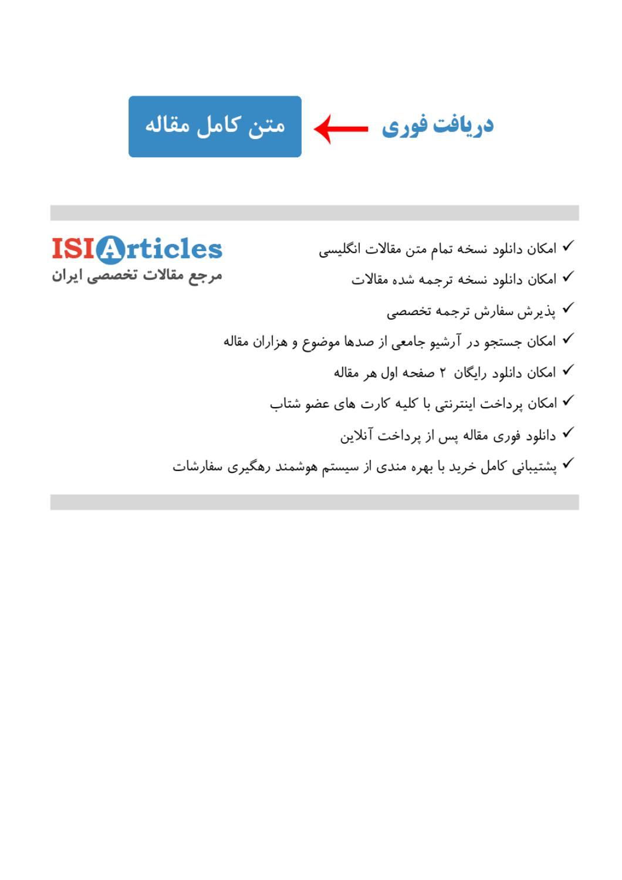دریافت فوری ← متن کامل مقاله

**ISIArticles**
مرجع مقالات تخصصی ایران

- ✓ امکان دانلود نسخه تمام متن مقالات انگلیسی
- ✓ امکان دانلود نسخه ترجمه شده مقالات
- ✓ پذیرش سفارش ترجمه تخصصی
- ✓ امکان جستجو در آرشیو جامعی از صدها موضوع و هزاران مقاله
- ✓ امکان دانلود رایگان ۲ صفحه اول هر مقاله
- ✓ امکان پرداخت اینترنتی با کلیه کارت های عضو شتاب
- ✓ دانلود فوری مقاله پس از پرداخت آنلاین
- ✓ پشتیبانی کامل خرید با بهره مندی از سیستم هوشمند رهگیری سفارشات